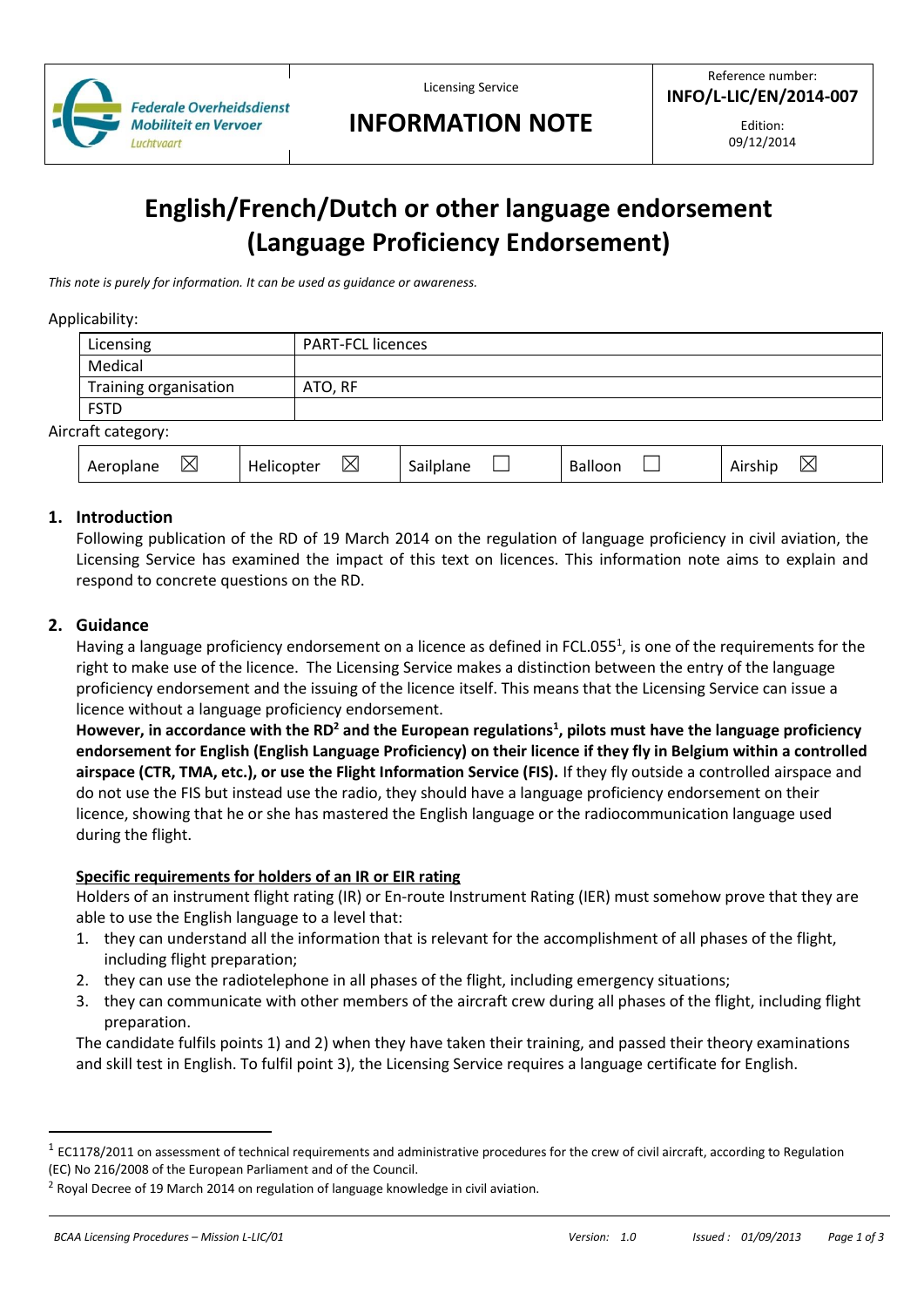| Federale Overheidsdienst Mobiliteit en Vervoer Luchtvaart | Licensing Service **INFORMATION NOTE** | Reference number: **INFO/L-LIC/EN/2014-007** Edition: 09/12/2014 |
|---|---|---|

# English/French/Dutch or other language endorsement (Language Proficiency Endorsement)

*This note is purely for information. It can be used as guidance or awareness.*

Applicability:

| Licensing | PART-FCL licences |
|---|---|
| Medical | |
| Training organisation | ATO, RF |
| FSTD | |

Aircraft category:

| Aeroplane ☒ | Helicopter ☒ | Sailplane ☐ | Balloon ☐ | Airship ☒ |
|---|---|---|---|---|

## 1. Introduction

Following publication of the RD of 19 March 2014 on the regulation of language proficiency in civil aviation, the Licensing Service has examined the impact of this text on licences. This information note aims to explain and respond to concrete questions on the RD.

## 2. Guidance

Having a language proficiency endorsement on a licence as defined in FCL.055[1], is one of the requirements for the right to make use of the licence. The Licensing Service makes a distinction between the entry of the language proficiency endorsement and the issuing of the licence itself. This means that the Licensing Service can issue a licence without a language proficiency endorsement.

**However, in accordance with the RD[2] and the European regulations[1], pilots must have the language proficiency endorsement for English (English Language Proficiency) on their licence if they fly in Belgium within a controlled airspace (CTR, TMA, etc.), or use the Flight Information Service (FIS).** If they fly outside a controlled airspace and do not use the FIS but instead use the radio, they should have a language proficiency endorsement on their licence, showing that he or she has mastered the English language or the radiocommunication language used during the flight.

<u>**Specific requirements for holders of an IR or EIR rating**</u>

Holders of an instrument flight rating (IR) or En-route Instrument Rating (IER) must somehow prove that they are able to use the English language to a level that:

1. they can understand all the information that is relevant for the accomplishment of all phases of the flight, including flight preparation;
2. they can use the radiotelephone in all phases of the flight, including emergency situations;
3. they can communicate with other members of the aircraft crew during all phases of the flight, including flight preparation.

The candidate fulfils points 1) and 2) when they have taken their training, and passed their theory examinations and skill test in English. To fulfil point 3), the Licensing Service requires a language certificate for English.

---

[1] EC1178/2011 on assessment of technical requirements and administrative procedures for the crew of civil aircraft, according to Regulation (EC) No 216/2008 of the European Parliament and of the Council.

[2] Royal Decree of 19 March 2014 on regulation of language knowledge in civil aviation.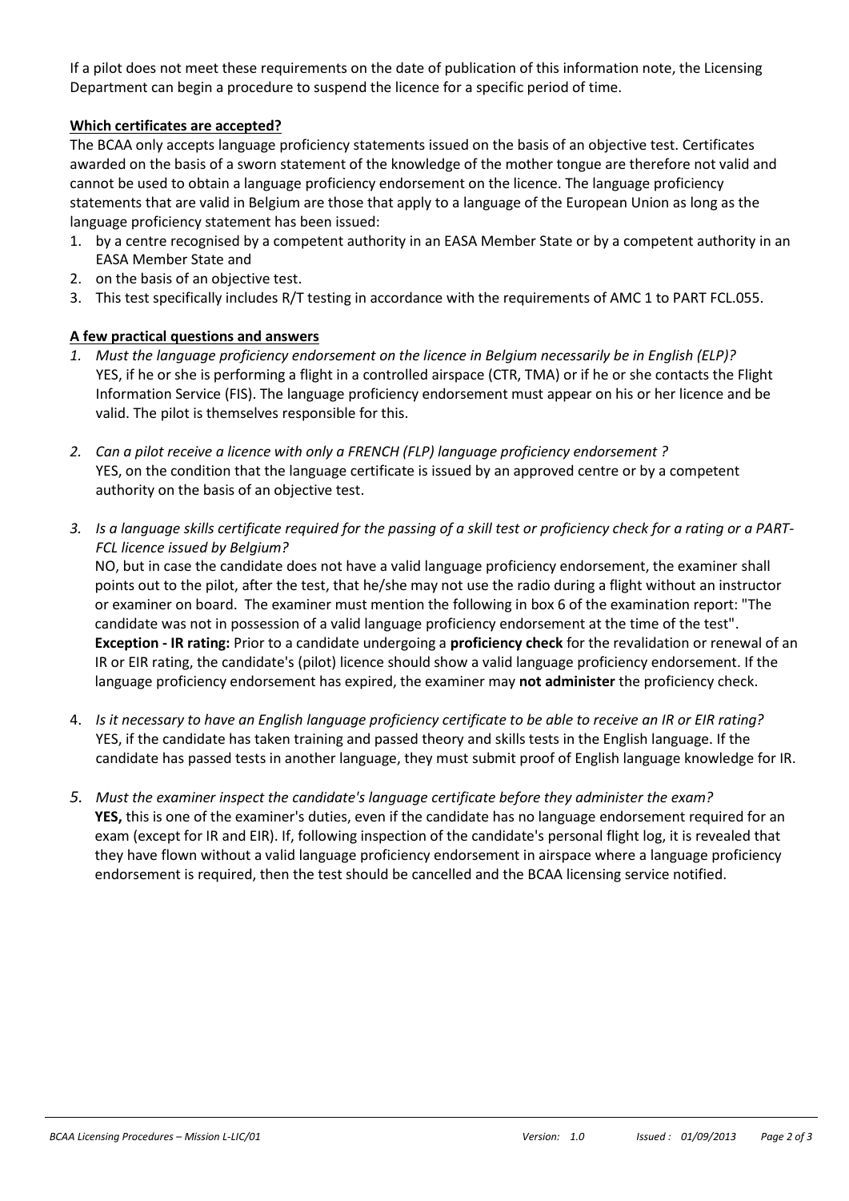If a pilot does not meet these requirements on the date of publication of this information note, the Licensing Department can begin a procedure to suspend the licence for a specific period of time.

**Which certificates are accepted?**

The BCAA only accepts language proficiency statements issued on the basis of an objective test. Certificates awarded on the basis of a sworn statement of the knowledge of the mother tongue are therefore not valid and cannot be used to obtain a language proficiency endorsement on the licence. The language proficiency statements that are valid in Belgium are those that apply to a language of the European Union as long as the language proficiency statement has been issued:

1. by a centre recognised by a competent authority in an EASA Member State or by a competent authority in an EASA Member State and
2. on the basis of an objective test.
3. This test specifically includes R/T testing in accordance with the requirements of AMC 1 to PART FCL.055.

**A few practical questions and answers**

1. *Must the language proficiency endorsement on the licence in Belgium necessarily be in English (ELP)?*
   YES, if he or she is performing a flight in a controlled airspace (CTR, TMA) or if he or she contacts the Flight Information Service (FIS). The language proficiency endorsement must appear on his or her licence and be valid. The pilot is themselves responsible for this.

2. *Can a pilot receive a licence with only a FRENCH (FLP) language proficiency endorsement ?*
   YES, on the condition that the language certificate is issued by an approved centre or by a competent authority on the basis of an objective test.

3. *Is a language skills certificate required for the passing of a skill test or proficiency check for a rating or a PART-FCL licence issued by Belgium?*
   NO, but in case the candidate does not have a valid language proficiency endorsement, the examiner shall points out to the pilot, after the test, that he/she may not use the radio during a flight without an instructor or examiner on board. The examiner must mention the following in box 6 of the examination report: "The candidate was not in possession of a valid language proficiency endorsement at the time of the test".
   **Exception - IR rating:** Prior to a candidate undergoing a **proficiency check** for the revalidation or renewal of an IR or EIR rating, the candidate's (pilot) licence should show a valid language proficiency endorsement. If the language proficiency endorsement has expired, the examiner may **not administer** the proficiency check.

4. *Is it necessary to have an English language proficiency certificate to be able to receive an IR or EIR rating?*
   YES, if the candidate has taken training and passed theory and skills tests in the English language. If the candidate has passed tests in another language, they must submit proof of English language knowledge for IR.

5. *Must the examiner inspect the candidate's language certificate before they administer the exam?*
   **YES,** this is one of the examiner's duties, even if the candidate has no language endorsement required for an exam (except for IR and EIR). If, following inspection of the candidate's personal flight log, it is revealed that they have flown without a valid language proficiency endorsement in airspace where a language proficiency endorsement is required, then the test should be cancelled and the BCAA licensing service notified.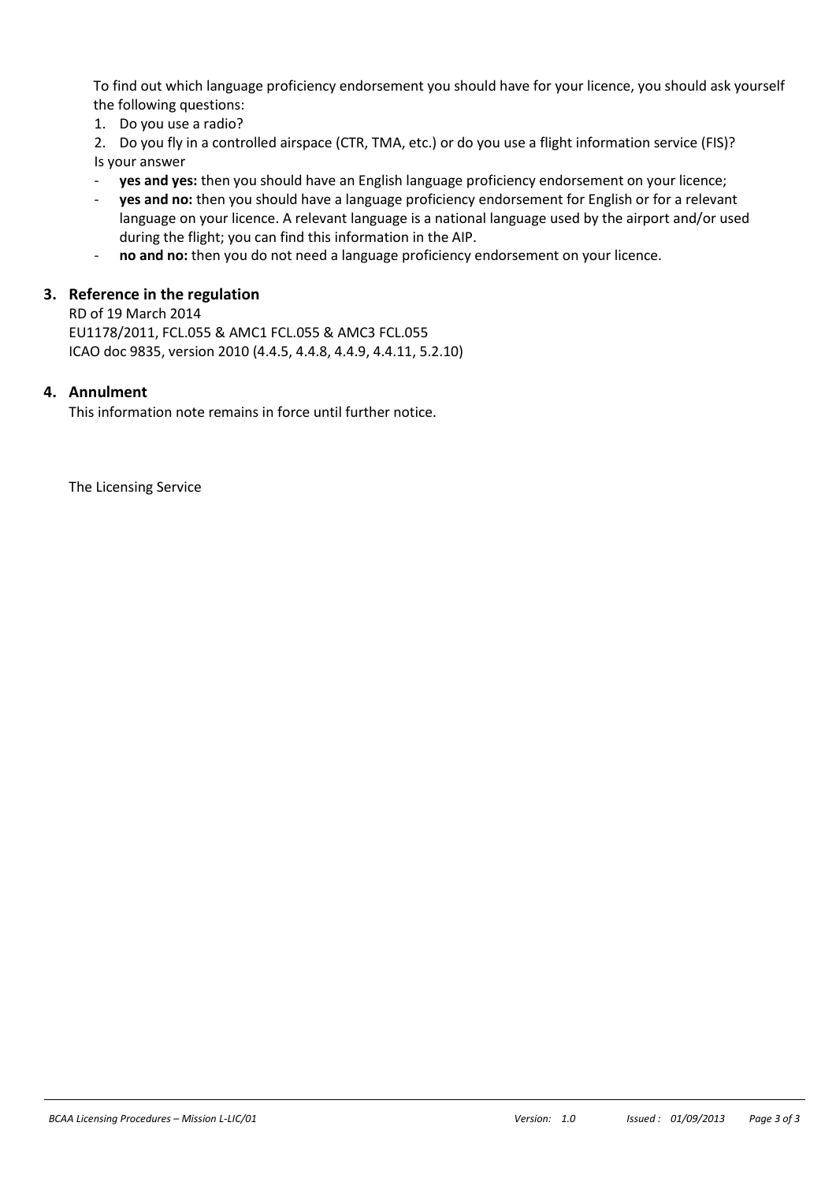To find out which language proficiency endorsement you should have for your licence, you should ask yourself the following questions:

1. Do you use a radio?
2. Do you fly in a controlled airspace (CTR, TMA, etc.) or do you use a flight information service (FIS)?

Is your answer

- **yes and yes:** then you should have an English language proficiency endorsement on your licence;
- **yes and no:** then you should have a language proficiency endorsement for English or for a relevant language on your licence. A relevant language is a national language used by the airport and/or used during the flight; you can find this information in the AIP.
- **no and no:** then you do not need a language proficiency endorsement on your licence.

## 3. Reference in the regulation

RD of 19 March 2014
EU1178/2011, FCL.055 & AMC1 FCL.055 & AMC3 FCL.055
ICAO doc 9835, version 2010 (4.4.5, 4.4.8, 4.4.9, 4.4.11, 5.2.10)

## 4. Annulment

This information note remains in force until further notice.

The Licensing Service